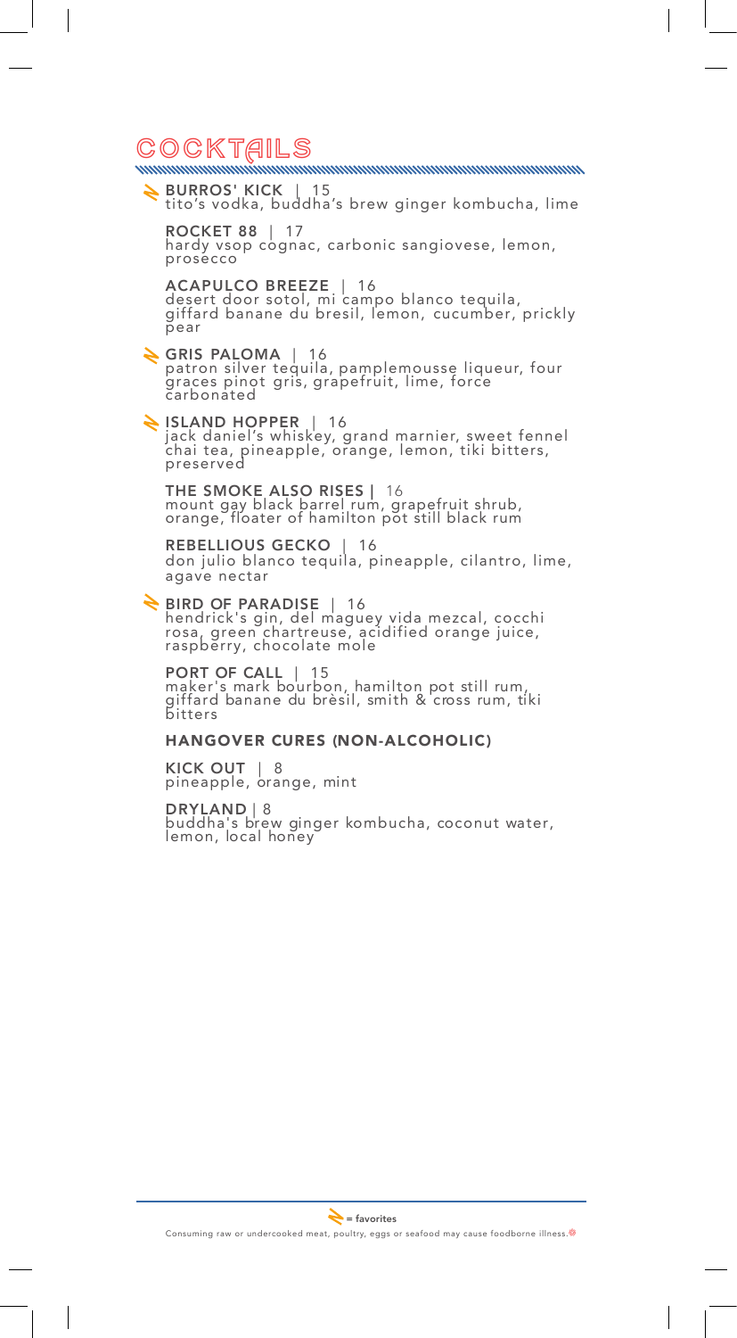# COCKTAILS

**BURROS' KICK** | 15
tito's vodka, buddha's brew ginger kombucha, lime

**ROCKET 88** | 17
hardy vsop cognac, carbonic sangiovese, lemon, prosecco

**ACAPULCO BREEZE** | 16
desert door sotol, mi campo blanco tequila, giffard banane du bresil, lemon, cucumber, prickly pear

**GRIS PALOMA** | 16
patron silver tequila, pamplemousse liqueur, four graces pinot gris, grapefruit, lime, force carbonated

**ISLAND HOPPER** | 16
jack daniel's whiskey, grand marnier, sweet fennel chai tea, pineapple, orange, lemon, tiki bitters, preserved

**THE SMOKE ALSO RISES** | 16
mount gay black barrel rum, grapefruit shrub, orange, floater of hamilton pot still black rum

**REBELLIOUS GECKO** | 16
don julio blanco tequila, pineapple, cilantro, lime, agave nectar

**BIRD OF PARADISE** | 16
hendrick's gin, del maguey vida mezcal, cocchi rosa, green chartreuse, acidified orange juice, raspberry, chocolate mole

**PORT OF CALL** | 15
maker's mark bourbon, hamilton pot still rum, giffard banane du brèsil, smith & cross rum, tiki bitters

## HANGOVER CURES (NON-ALCOHOLIC)

**KICK OUT** | 8
pineapple, orange, mint

**DRYLAND** | 8
buddha's brew ginger kombucha, coconut water, lemon, local honey

= favorites

Consuming raw or undercooked meat, poultry, eggs or seafood may cause foodborne illness.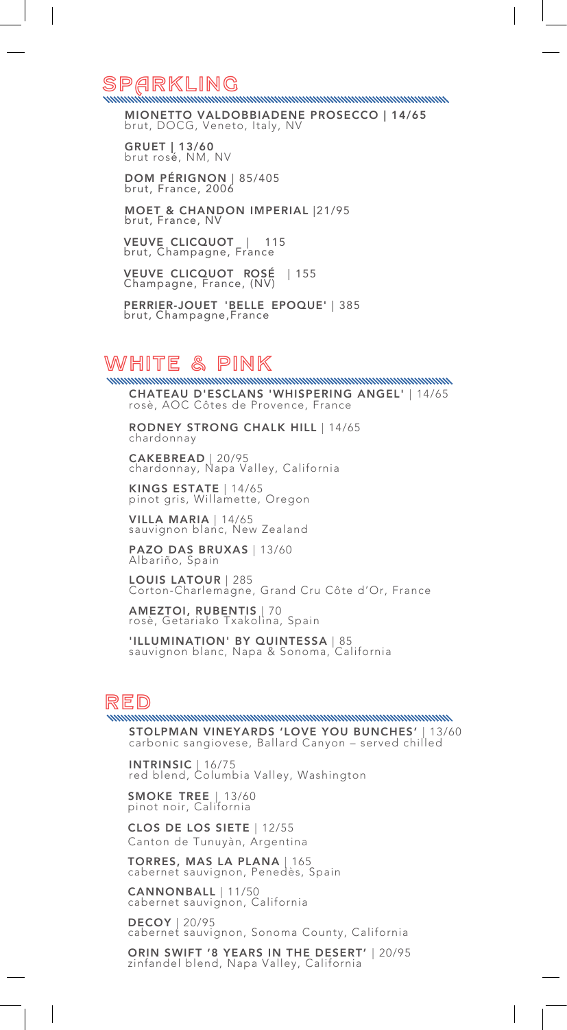## SPARKLING

**MIONETTO VALDOBBIADENE PROSECCO | 14/65**
brut, DOCG, Veneto, Italy, NV

**GRUET | 13/60**
brut rosé, NM, NV

**DOM PÉRIGNON** | 85/405
brut, France, 2006

**MOET & CHANDON IMPERIAL** |21/95
brut, France, NV

**VEUVE CLICQUOT** | 115
brut, Champagne, France

**VEUVE CLICQUOT ROSÉ** | 155
Champagne, France, (NV)

**PERRIER-JOUET 'BELLE EPOQUE'** | 385
brut, Champagne,France

## WHITE & PINK

**CHATEAU D'ESCLANS 'WHISPERING ANGEL'** | 14/65
rosè, AOC Côtes de Provence, France

**RODNEY STRONG CHALK HILL** | 14/65
chardonnay

**CAKEBREAD** | 20/95
chardonnay, Napa Valley, California

**KINGS ESTATE** | 14/65
pinot gris, Willamette, Oregon

**VILLA MARIA** | 14/65
sauvignon blanc, New Zealand

**PAZO DAS BRUXAS** | 13/60
Albariño, Spain

**LOUIS LATOUR** | 285
Corton-Charlemagne, Grand Cru Côte d'Or, France

**AMEZTOI, RUBENTIS** | 70
rosè, Getariako Txakolina, Spain

**'ILLUMINATION' BY QUINTESSA** | 85
sauvignon blanc, Napa & Sonoma, California

## RED

**STOLPMAN VINEYARDS 'LOVE YOU BUNCHES'** | 13/60
carbonic sangiovese, Ballard Canyon – served chilled

**INTRINSIC** | 16/75
red blend, Columbia Valley, Washington

**SMOKE TREE** | 13/60
pinot noir, California

**CLOS DE LOS SIETE** | 12/55
Canton de Tunuyàn, Argentina

**TORRES, MAS LA PLANA** | 165
cabernet sauvignon, Penedès, Spain

**CANNONBALL** | 11/50
cabernet sauvignon, California

**DECOY** | 20/95
cabernet sauvignon, Sonoma County, California

**ORIN SWIFT '8 YEARS IN THE DESERT'** | 20/95
zinfandel blend, Napa Valley, California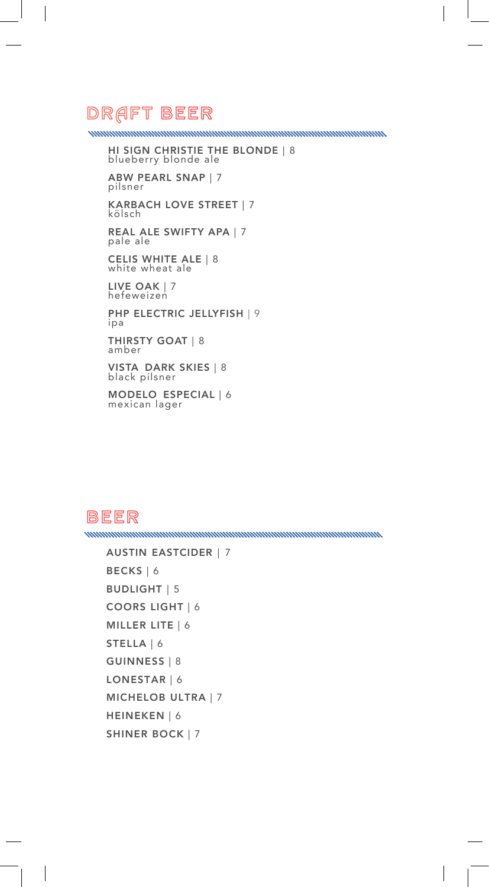## DRAFT BEER

**HI SIGN CHRISTIE THE BLONDE** | 8
blueberry blonde ale

**ABW PEARL SNAP** | 7
pilsner

**KARBACH LOVE STREET** | 7
kölsch

**REAL ALE SWIFTY APA** | 7
pale ale

**CELIS WHITE ALE** | 8
white wheat ale

**LIVE OAK** | 7
hefeweizen

**PHP ELECTRIC JELLYFISH** | 9
ipa

**THIRSTY GOAT** | 8
amber

**VISTA DARK SKIES** | 8
black pilsner

**MODELO ESPECIAL** | 6
mexican lager

## BEER

**AUSTIN EASTCIDER** | 7

**BECKS** | 6

**BUDLIGHT** | 5

**COORS LIGHT** | 6

**MILLER LITE** | 6

**STELLA** | 6

**GUINNESS** | 8

**LONESTAR** | 6

**MICHELOB ULTRA** | 7

**HEINEKEN** | 6

**SHINER BOCK** | 7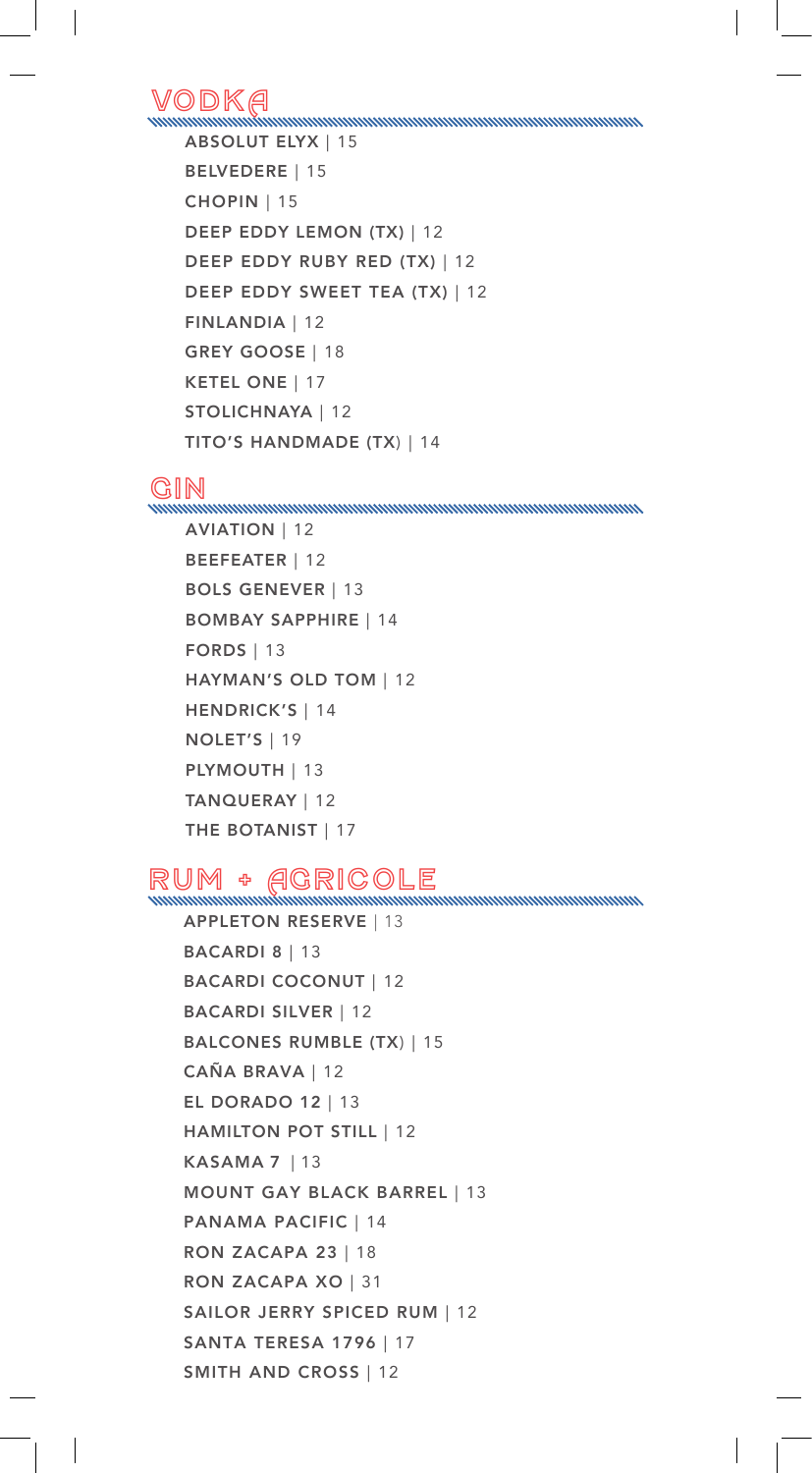## VODKA

**ABSOLUT ELYX** | 15
**BELVEDERE** | 15
**CHOPIN** | 15
**DEEP EDDY LEMON (TX)** | 12
**DEEP EDDY RUBY RED (TX)** | 12
**DEEP EDDY SWEET TEA (TX)** | 12
**FINLANDIA** | 12
**GREY GOOSE** | 18
**KETEL ONE** | 17
**STOLICHNAYA** | 12
**TITO'S HANDMADE (TX)** | 14

## GIN

**AVIATION** | 12
**BEEFEATER** | 12
**BOLS GENEVER** | 13
**BOMBAY SAPPHIRE** | 14
**FORDS** | 13
**HAYMAN'S OLD TOM** | 12
**HENDRICK'S** | 14
**NOLET'S** | 19
**PLYMOUTH** | 13
**TANQUERAY** | 12
**THE BOTANIST** | 17

## RUM + AGRICOLE

**APPLETON RESERVE** | 13
**BACARDI 8** | 13
**BACARDI COCONUT** | 12
**BACARDI SILVER** | 12
**BALCONES RUMBLE (TX)** | 15
**CAÑA BRAVA** | 12
**EL DORADO 12** | 13
**HAMILTON POT STILL** | 12
**KASAMA 7** | 13
**MOUNT GAY BLACK BARREL** | 13
**PANAMA PACIFIC** | 14
**RON ZACAPA 23** | 18
**RON ZACAPA XO** | 31
**SAILOR JERRY SPICED RUM** | 12
**SANTA TERESA 1796** | 17
**SMITH AND CROSS** | 12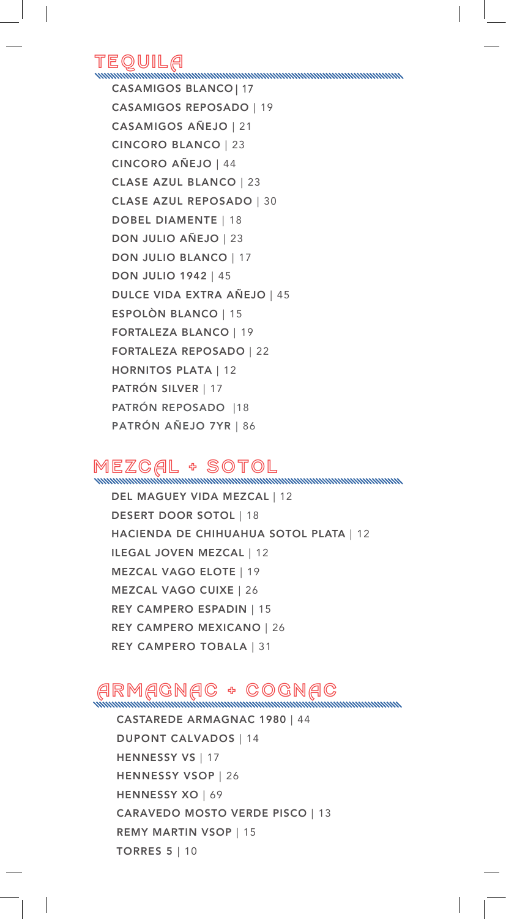## TEQUILA

CASAMIGOS BLANCO | 17

CASAMIGOS REPOSADO | 19

CASAMIGOS AÑEJO | 21

CINCORO BLANCO | 23

CINCORO AÑEJO | 44

CLASE AZUL BLANCO | 23

CLASE AZUL REPOSADO | 30

DOBEL DIAMENTE | 18

DON JULIO AÑEJO | 23

DON JULIO BLANCO | 17

DON JULIO 1942 | 45

DULCE VIDA EXTRA AÑEJO | 45

ESPOLÒN BLANCO | 15

FORTALEZA BLANCO | 19

FORTALEZA REPOSADO | 22

HORNITOS PLATA | 12

PATRÓN SILVER | 17

PATRÓN REPOSADO |18

PATRÓN AÑEJO 7YR | 86

## MEZCAL + SOTOL

DEL MAGUEY VIDA MEZCAL | 12

DESERT DOOR SOTOL | 18

HACIENDA DE CHIHUAHUA SOTOL PLATA | 12

ILEGAL JOVEN MEZCAL | 12

MEZCAL VAGO ELOTE | 19

MEZCAL VAGO CUIXE | 26

REY CAMPERO ESPADIN | 15

REY CAMPERO MEXICANO | 26

REY CAMPERO TOBALA | 31

## ARMAGNAC + COGNAC

CASTAREDE ARMAGNAC 1980 | 44

DUPONT CALVADOS | 14

HENNESSY VS | 17

HENNESSY VSOP | 26

HENNESSY XO | 69

CARAVEDO MOSTO VERDE PISCO | 13

REMY MARTIN VSOP | 15

TORRES 5 | 10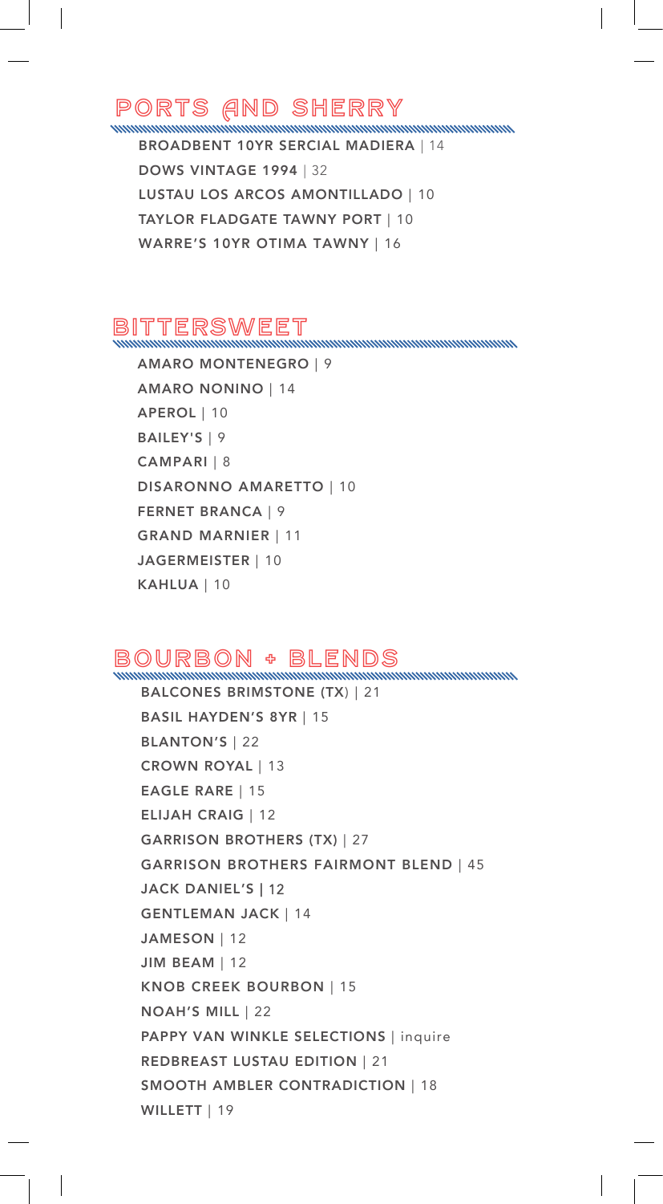## PORTS AND SHERRY

**BROADBENT 10YR SERCIAL MADIERA** | 14

**DOWS VINTAGE 1994** | 32

**LUSTAU LOS ARCOS AMONTILLADO** | 10

**TAYLOR FLADGATE TAWNY PORT** | 10

**WARRE'S 10YR OTIMA TAWNY** | 16

## BITTERSWEET

**AMARO MONTENEGRO** | 9

**AMARO NONINO** | 14

**APEROL** | 10

**BAILEY'S** | 9

**CAMPARI** | 8

**DISARONNO AMARETTO** | 10

**FERNET BRANCA** | 9

**GRAND MARNIER** | 11

**JAGERMEISTER** | 10

**KAHLUA** | 10

## BOURBON + BLENDS

**BALCONES BRIMSTONE (TX)** | 21

**BASIL HAYDEN'S 8YR** | 15

**BLANTON'S** | 22

**CROWN ROYAL** | 13

**EAGLE RARE** | 15

**ELIJAH CRAIG** | 12

**GARRISON BROTHERS (TX)** | 27

**GARRISON BROTHERS FAIRMONT BLEND** | 45

**JACK DANIEL'S** | 12

**GENTLEMAN JACK** | 14

**JAMESON** | 12

**JIM BEAM** | 12

**KNOB CREEK BOURBON** | 15

**NOAH'S MILL** | 22

**PAPPY VAN WINKLE SELECTIONS** | inquire

**REDBREAST LUSTAU EDITION** | 21

**SMOOTH AMBLER CONTRADICTION** | 18

**WILLETT** | 19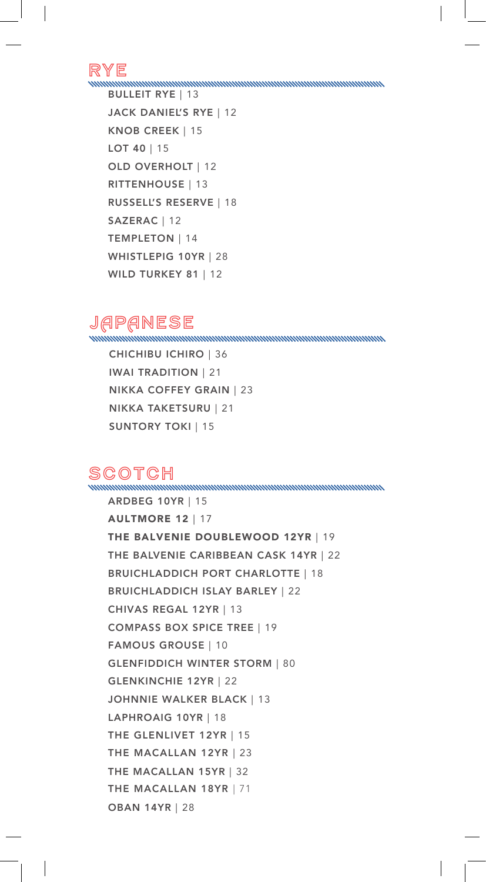## RYE

BULLEIT RYE | 13
JACK DANIEL'S RYE | 12
KNOB CREEK | 15
LOT 40 | 15
OLD OVERHOLT | 12
RITTENHOUSE | 13
RUSSELL'S RESERVE | 18
SAZERAC | 12
TEMPLETON | 14
WHISTLEPIG 10YR | 28
WILD TURKEY 81 | 12

## JAPANESE

CHICHIBU ICHIRO | 36
IWAI TRADITION | 21
NIKKA COFFEY GRAIN | 23
NIKKA TAKETSURU | 21
SUNTORY TOKI | 15

## SCOTCH

ARDBEG 10YR | 15
AULTMORE 12 | 17
THE BALVENIE DOUBLEWOOD 12YR | 19
THE BALVENIE CARIBBEAN CASK 14YR | 22
BRUICHLADDICH PORT CHARLOTTE | 18
BRUICHLADDICH ISLAY BARLEY | 22
CHIVAS REGAL 12YR | 13
COMPASS BOX SPICE TREE | 19
FAMOUS GROUSE | 10
GLENFIDDICH WINTER STORM | 80
GLENKINCHIE 12YR | 22
JOHNNIE WALKER BLACK | 13
LAPHROAIG 10YR | 18
THE GLENLIVET 12YR | 15
THE MACALLAN 12YR | 23
THE MACALLAN 15YR | 32
THE MACALLAN 18YR | 71
OBAN 14YR | 28